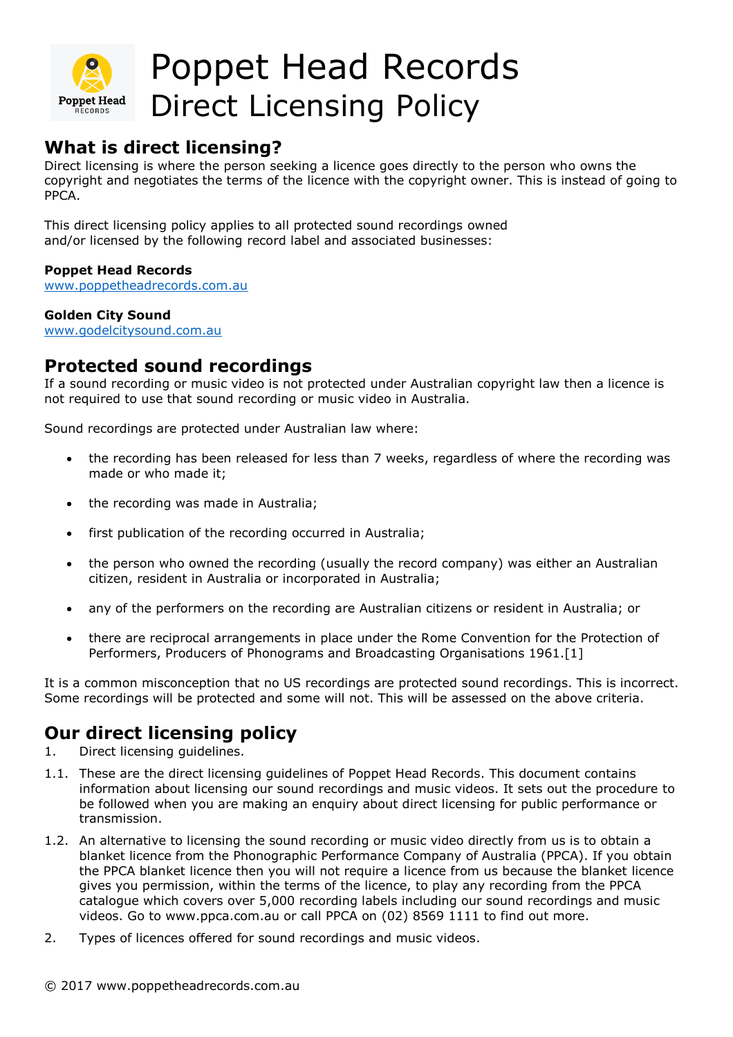# Poppet Head Records Direct Licensing Policy

## What is direct licensing?

Direct licensing is where the person seeking a licence goes directly to the person who owns the copyright and negotiates the terms of the licence with the copyright owner. This is instead of going to PPCA.

This direct licensing policy applies to all protected sound recordings owned and/or licensed by the following record label and associated businesses:

**Poppet Head Records**
www.poppetheadrecords.com.au

**Golden City Sound**
www.godelcitysound.com.au

## Protected sound recordings

If a sound recording or music video is not protected under Australian copyright law then a licence is not required to use that sound recording or music video in Australia.

Sound recordings are protected under Australian law where:

- the recording has been released for less than 7 weeks, regardless of where the recording was made or who made it;
- the recording was made in Australia;
- first publication of the recording occurred in Australia;
- the person who owned the recording (usually the record company) was either an Australian citizen, resident in Australia or incorporated in Australia;
- any of the performers on the recording are Australian citizens or resident in Australia; or
- there are reciprocal arrangements in place under the Rome Convention for the Protection of Performers, Producers of Phonograms and Broadcasting Organisations 1961.[1]

It is a common misconception that no US recordings are protected sound recordings. This is incorrect. Some recordings will be protected and some will not. This will be assessed on the above criteria.

## Our direct licensing policy

1. Direct licensing guidelines.

1.1. These are the direct licensing guidelines of Poppet Head Records. This document contains information about licensing our sound recordings and music videos. It sets out the procedure to be followed when you are making an enquiry about direct licensing for public performance or transmission.

1.2. An alternative to licensing the sound recording or music video directly from us is to obtain a blanket licence from the Phonographic Performance Company of Australia (PPCA). If you obtain the PPCA blanket licence then you will not require a licence from us because the blanket licence gives you permission, within the terms of the licence, to play any recording from the PPCA catalogue which covers over 5,000 recording labels including our sound recordings and music videos. Go to www.ppca.com.au or call PPCA on (02) 8569 1111 to find out more.

2. Types of licences offered for sound recordings and music videos.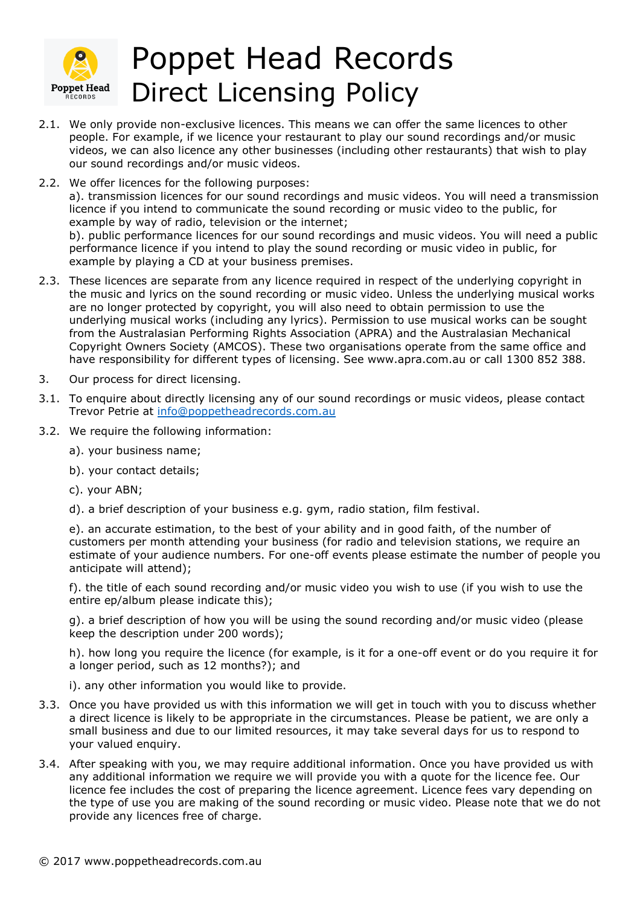# Poppet Head Records
## Direct Licensing Policy

2.1. We only provide non-exclusive licences. This means we can offer the same licences to other people. For example, if we licence your restaurant to play our sound recordings and/or music videos, we can also licence any other businesses (including other restaurants) that wish to play our sound recordings and/or music videos.

2.2. We offer licences for the following purposes:
a). transmission licences for our sound recordings and music videos. You will need a transmission licence if you intend to communicate the sound recording or music video to the public, for example by way of radio, television or the internet;
b). public performance licences for our sound recordings and music videos. You will need a public performance licence if you intend to play the sound recording or music video in public, for example by playing a CD at your business premises.

2.3. These licences are separate from any licence required in respect of the underlying copyright in the music and lyrics on the sound recording or music video. Unless the underlying musical works are no longer protected by copyright, you will also need to obtain permission to use the underlying musical works (including any lyrics). Permission to use musical works can be sought from the Australasian Performing Rights Association (APRA) and the Australasian Mechanical Copyright Owners Society (AMCOS). These two organisations operate from the same office and have responsibility for different types of licensing. See www.apra.com.au or call 1300 852 388.

3. Our process for direct licensing.

3.1. To enquire about directly licensing any of our sound recordings or music videos, please contact Trevor Petrie at info@poppetheadrecords.com.au

3.2. We require the following information:

a). your business name;

b). your contact details;

c). your ABN;

d). a brief description of your business e.g. gym, radio station, film festival.

e). an accurate estimation, to the best of your ability and in good faith, of the number of customers per month attending your business (for radio and television stations, we require an estimate of your audience numbers. For one-off events please estimate the number of people you anticipate will attend);

f). the title of each sound recording and/or music video you wish to use (if you wish to use the entire ep/album please indicate this);

g). a brief description of how you will be using the sound recording and/or music video (please keep the description under 200 words);

h). how long you require the licence (for example, is it for a one-off event or do you require it for a longer period, such as 12 months?); and

i). any other information you would like to provide.

3.3. Once you have provided us with this information we will get in touch with you to discuss whether a direct licence is likely to be appropriate in the circumstances. Please be patient, we are only a small business and due to our limited resources, it may take several days for us to respond to your valued enquiry.

3.4. After speaking with you, we may require additional information. Once you have provided us with any additional information we require we will provide you with a quote for the licence fee. Our licence fee includes the cost of preparing the licence agreement. Licence fees vary depending on the type of use you are making of the sound recording or music video. Please note that we do not provide any licences free of charge.

© 2017 www.poppetheadrecords.com.au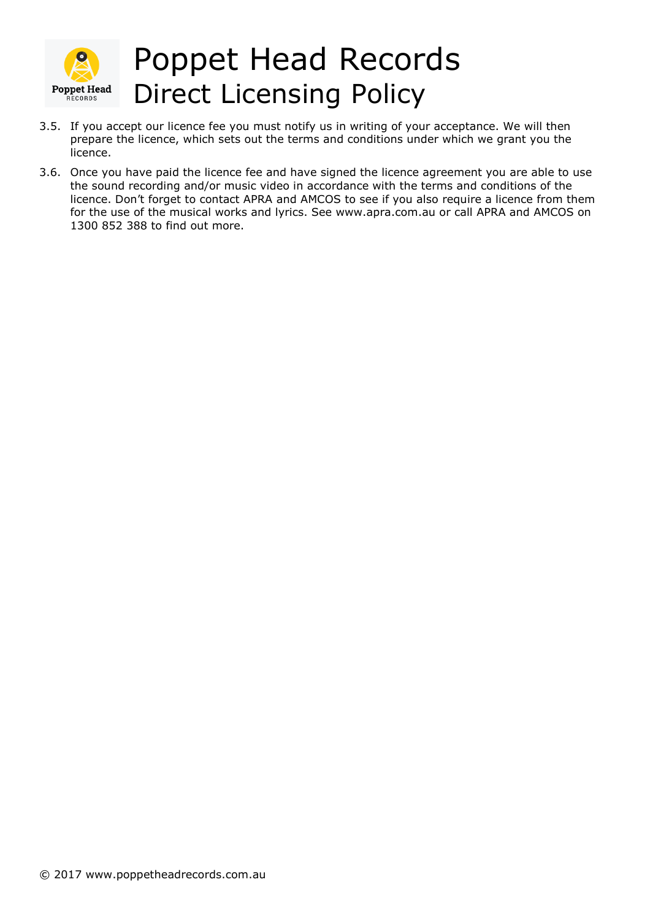3.5. If you accept our licence fee you must notify us in writing of your acceptance. We will then prepare the licence, which sets out the terms and conditions under which we grant you the licence.

3.6. Once you have paid the licence fee and have signed the licence agreement you are able to use the sound recording and/or music video in accordance with the terms and conditions of the licence. Don't forget to contact APRA and AMCOS to see if you also require a licence from them for the use of the musical works and lyrics. See www.apra.com.au or call APRA and AMCOS on 1300 852 388 to find out more.